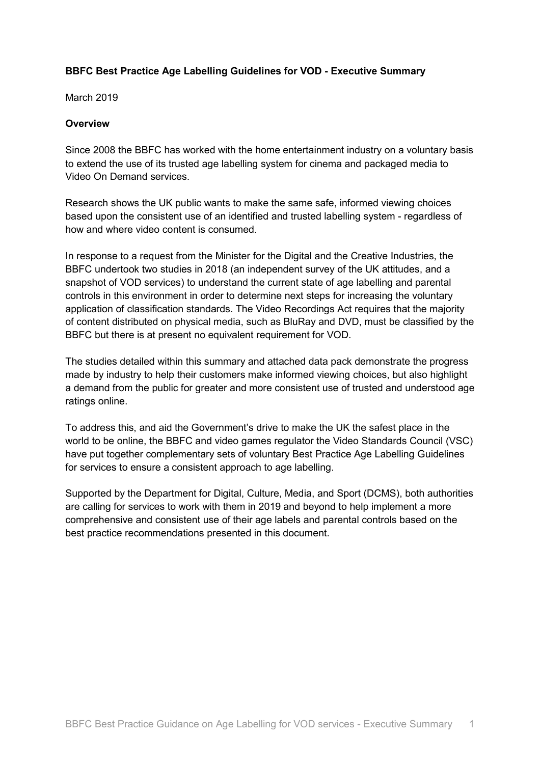**BBFC Best Practice Age Labelling Guidelines for VOD - Executive Summary**

March 2019

**Overview**

Since 2008 the BBFC has worked with the home entertainment industry on a voluntary basis to extend the use of its trusted age labelling system for cinema and packaged media to Video On Demand services.

Research shows the UK public wants to make the same safe, informed viewing choices based upon the consistent use of an identified and trusted labelling system - regardless of how and where video content is consumed.

In response to a request from the Minister for the Digital and the Creative Industries, the BBFC undertook two studies in 2018 (an independent survey of the UK attitudes, and a snapshot of VOD services) to understand the current state of age labelling and parental controls in this environment in order to determine next steps for increasing the voluntary application of classification standards. The Video Recordings Act requires that the majority of content distributed on physical media, such as BluRay and DVD, must be classified by the BBFC but there is at present no equivalent requirement for VOD.

The studies detailed within this summary and attached data pack demonstrate the progress made by industry to help their customers make informed viewing choices, but also highlight a demand from the public for greater and more consistent use of trusted and understood age ratings online.

To address this, and aid the Government's drive to make the UK the safest place in the world to be online, the BBFC and video games regulator the Video Standards Council (VSC) have put together complementary sets of voluntary Best Practice Age Labelling Guidelines for services to ensure a consistent approach to age labelling.

Supported by the Department for Digital, Culture, Media, and Sport (DCMS), both authorities are calling for services to work with them in 2019 and beyond to help implement a more comprehensive and consistent use of their age labels and parental controls based on the best practice recommendations presented in this document.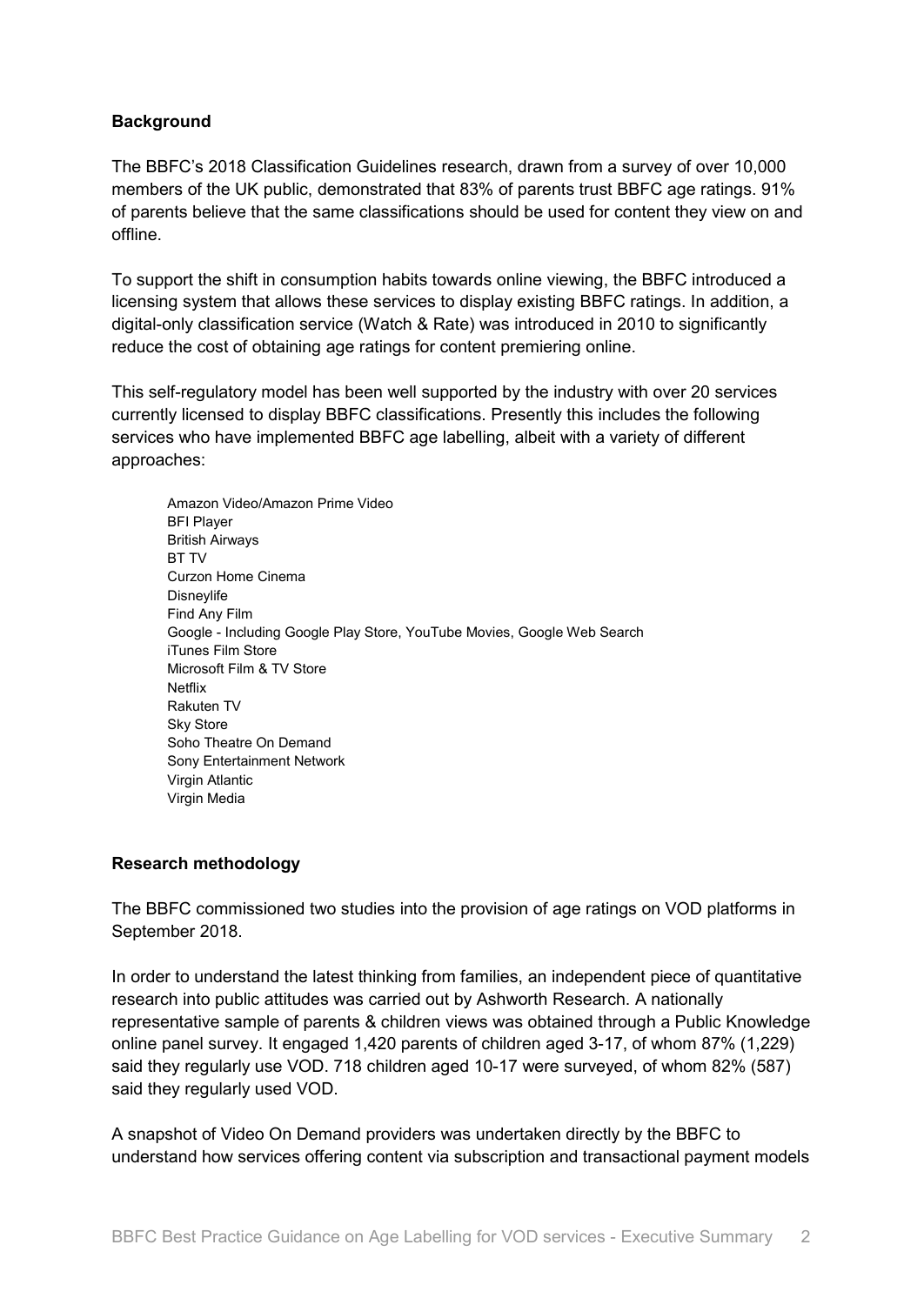**Background**

The BBFC's 2018 Classification Guidelines research, drawn from a survey of over 10,000 members of the UK public, demonstrated that 83% of parents trust BBFC age ratings. 91% of parents believe that the same classifications should be used for content they view on and offline.

To support the shift in consumption habits towards online viewing, the BBFC introduced a licensing system that allows these services to display existing BBFC ratings. In addition, a digital-only classification service (Watch & Rate) was introduced in 2010 to significantly reduce the cost of obtaining age ratings for content premiering online.

This self-regulatory model has been well supported by the industry with over 20 services currently licensed to display BBFC classifications. Presently this includes the following services who have implemented BBFC age labelling, albeit with a variety of different approaches:

Amazon Video/Amazon Prime Video
BFI Player
British Airways
BT TV
Curzon Home Cinema
Disneylife
Find Any Film
Google - Including Google Play Store, YouTube Movies, Google Web Search
iTunes Film Store
Microsoft Film & TV Store
Netflix
Rakuten TV
Sky Store
Soho Theatre On Demand
Sony Entertainment Network
Virgin Atlantic
Virgin Media

**Research methodology**

The BBFC commissioned two studies into the provision of age ratings on VOD platforms in September 2018.

In order to understand the latest thinking from families, an independent piece of quantitative research into public attitudes was carried out by Ashworth Research. A nationally representative sample of parents & children views was obtained through a Public Knowledge online panel survey. It engaged 1,420 parents of children aged 3-17, of whom 87% (1,229) said they regularly use VOD. 718 children aged 10-17 were surveyed, of whom 82% (587) said they regularly used VOD.

A snapshot of Video On Demand providers was undertaken directly by the BBFC to understand how services offering content via subscription and transactional payment models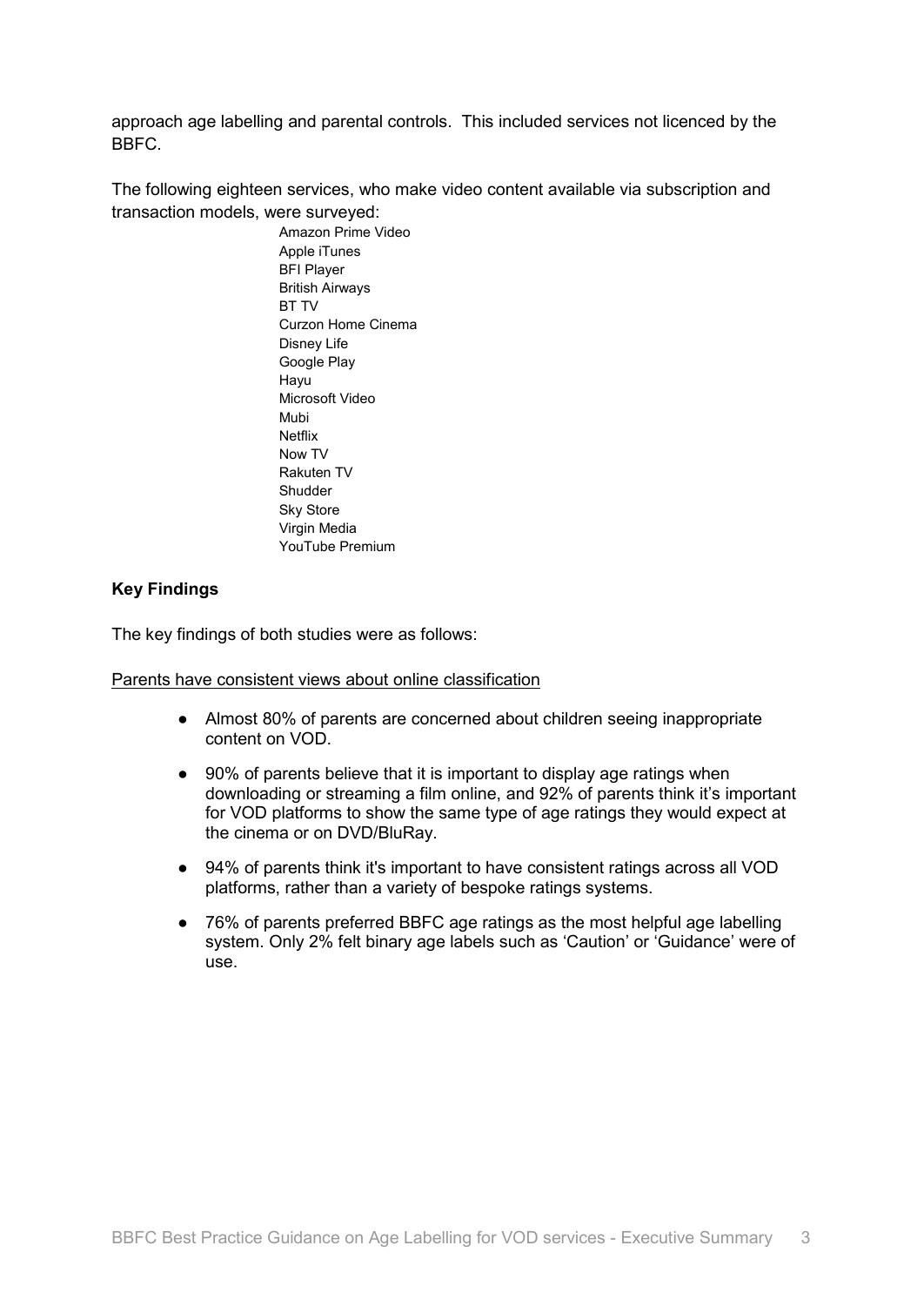approach age labelling and parental controls. This included services not licenced by the BBFC.

The following eighteen services, who make video content available via subscription and transaction models, were surveyed:

Amazon Prime Video
Apple iTunes
BFI Player
British Airways
BT TV
Curzon Home Cinema
Disney Life
Google Play
Hayu
Microsoft Video
Mubi
Netflix
Now TV
Rakuten TV
Shudder
Sky Store
Virgin Media
YouTube Premium

**Key Findings**

The key findings of both studies were as follows:

Parents have consistent views about online classification

- Almost 80% of parents are concerned about children seeing inappropriate content on VOD.
- 90% of parents believe that it is important to display age ratings when downloading or streaming a film online, and 92% of parents think it's important for VOD platforms to show the same type of age ratings they would expect at the cinema or on DVD/BluRay.
- 94% of parents think it's important to have consistent ratings across all VOD platforms, rather than a variety of bespoke ratings systems.
- 76% of parents preferred BBFC age ratings as the most helpful age labelling system. Only 2% felt binary age labels such as 'Caution' or 'Guidance' were of use.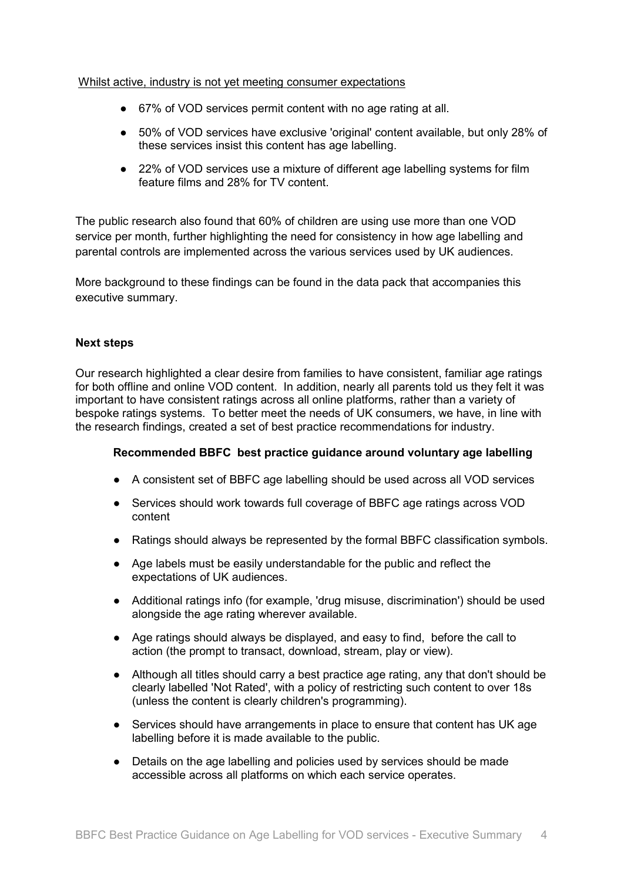Whilst active, industry is not yet meeting consumer expectations

- 67% of VOD services permit content with no age rating at all.
- 50% of VOD services have exclusive 'original' content available, but only 28% of these services insist this content has age labelling.
- 22% of VOD services use a mixture of different age labelling systems for film feature films and 28% for TV content.

The public research also found that 60% of children are using use more than one VOD service per month, further highlighting the need for consistency in how age labelling and parental controls are implemented across the various services used by UK audiences.

More background to these findings can be found in the data pack that accompanies this executive summary.

**Next steps**

Our research highlighted a clear desire from families to have consistent, familiar age ratings for both offline and online VOD content. In addition, nearly all parents told us they felt it was important to have consistent ratings across all online platforms, rather than a variety of bespoke ratings systems. To better meet the needs of UK consumers, we have, in line with the research findings, created a set of best practice recommendations for industry.

**Recommended BBFC best practice guidance around voluntary age labelling**

- A consistent set of BBFC age labelling should be used across all VOD services
- Services should work towards full coverage of BBFC age ratings across VOD content
- Ratings should always be represented by the formal BBFC classification symbols.
- Age labels must be easily understandable for the public and reflect the expectations of UK audiences.
- Additional ratings info (for example, 'drug misuse, discrimination') should be used alongside the age rating wherever available.
- Age ratings should always be displayed, and easy to find, before the call to action (the prompt to transact, download, stream, play or view).
- Although all titles should carry a best practice age rating, any that don't should be clearly labelled 'Not Rated', with a policy of restricting such content to over 18s (unless the content is clearly children's programming).
- Services should have arrangements in place to ensure that content has UK age labelling before it is made available to the public.
- Details on the age labelling and policies used by services should be made accessible across all platforms on which each service operates.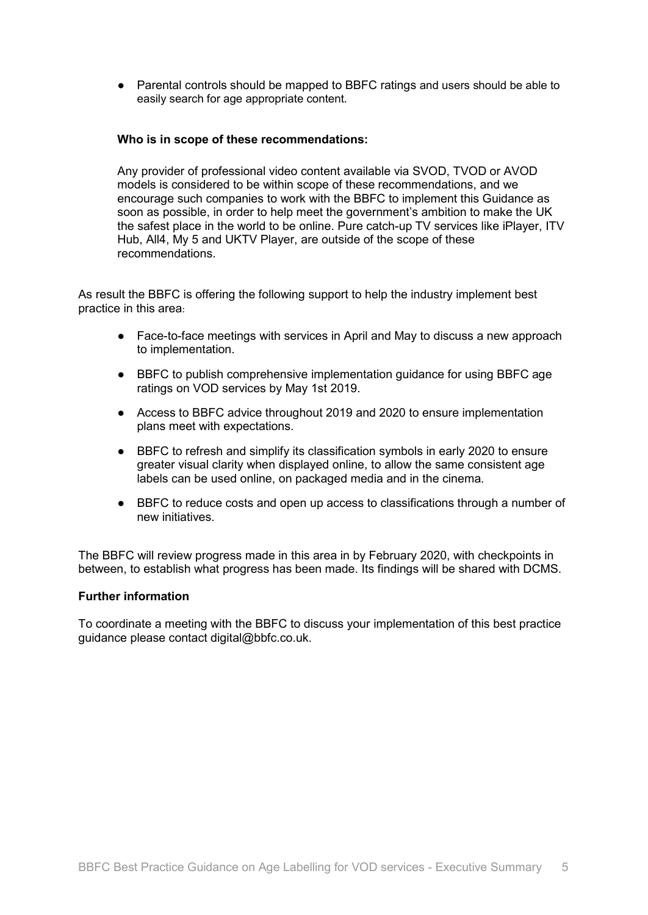- Parental controls should be mapped to BBFC ratings and users should be able to easily search for age appropriate content.

**Who is in scope of these recommendations:**

Any provider of professional video content available via SVOD, TVOD or AVOD models is considered to be within scope of these recommendations, and we encourage such companies to work with the BBFC to implement this Guidance as soon as possible, in order to help meet the government's ambition to make the UK the safest place in the world to be online. Pure catch-up TV services like iPlayer, ITV Hub, All4, My 5 and UKTV Player, are outside of the scope of these recommendations.

As result the BBFC is offering the following support to help the industry implement best practice in this area:

- Face-to-face meetings with services in April and May to discuss a new approach to implementation.
- BBFC to publish comprehensive implementation guidance for using BBFC age ratings on VOD services by May 1st 2019.
- Access to BBFC advice throughout 2019 and 2020 to ensure implementation plans meet with expectations.
- BBFC to refresh and simplify its classification symbols in early 2020 to ensure greater visual clarity when displayed online, to allow the same consistent age labels can be used online, on packaged media and in the cinema.
- BBFC to reduce costs and open up access to classifications through a number of new initiatives.

The BBFC will review progress made in this area in by February 2020, with checkpoints in between, to establish what progress has been made. Its findings will be shared with DCMS.

**Further information**

To coordinate a meeting with the BBFC to discuss your implementation of this best practice guidance please contact digital@bbfc.co.uk.